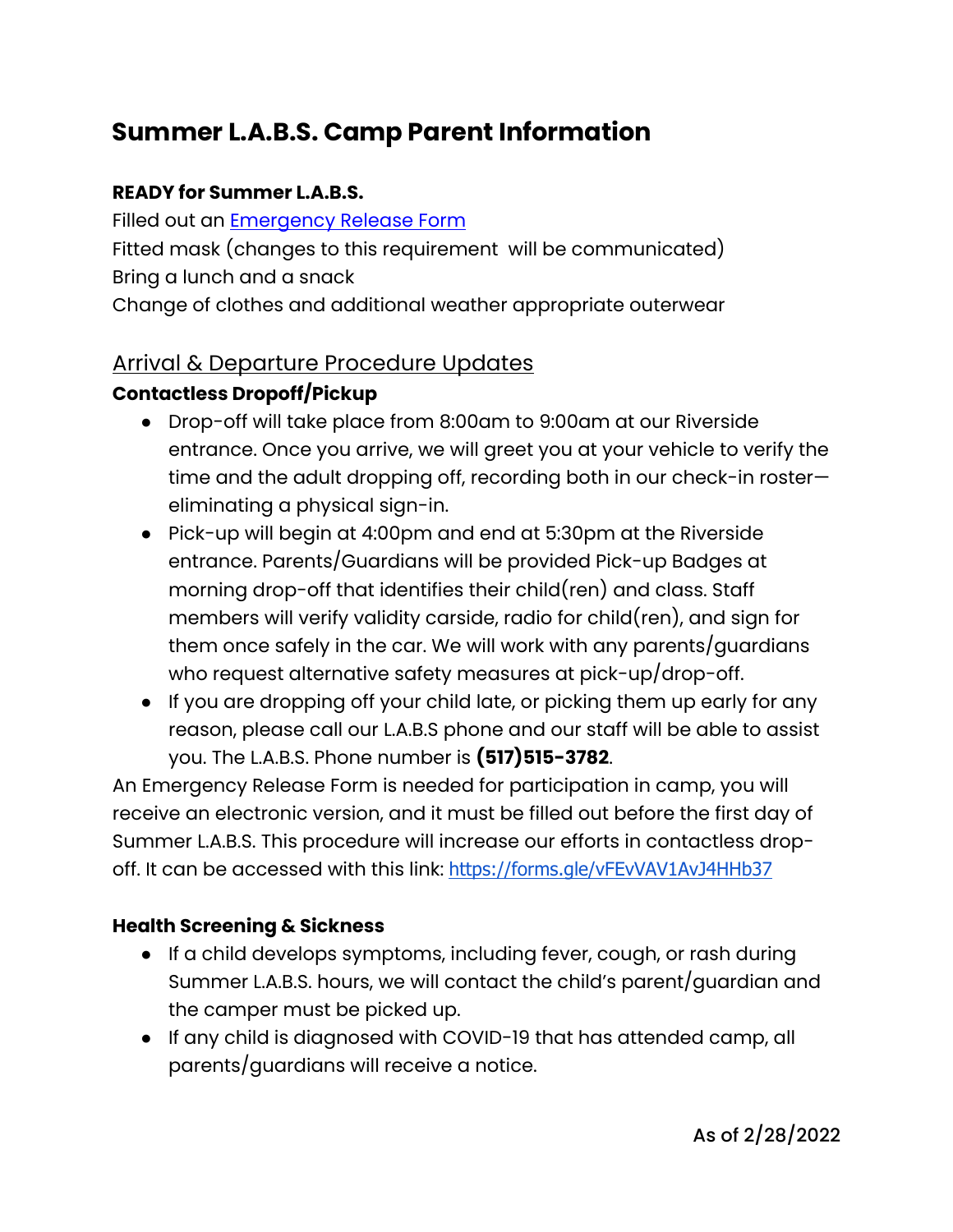# Summer L.A.B.S. Camp Parent Information

**READY for Summer L.A.B.S.**

Filled out an [Emergency Release Form](https://forms.gle/vFEvVAV1AvJ4HHb37)
Fitted mask (changes to this requirement will be communicated)
Bring a lunch and a snack
Change of clothes and additional weather appropriate outerwear

## Arrival & Departure Procedure Updates

**Contactless Dropoff/Pickup**

- Drop-off will take place from 8:00am to 9:00am at our Riverside entrance. Once you arrive, we will greet you at your vehicle to verify the time and the adult dropping off, recording both in our check-in roster—eliminating a physical sign-in.
- Pick-up will begin at 4:00pm and end at 5:30pm at the Riverside entrance. Parents/Guardians will be provided Pick-up Badges at morning drop-off that identifies their child(ren) and class. Staff members will verify validity carside, radio for child(ren), and sign for them once safely in the car. We will work with any parents/guardians who request alternative safety measures at pick-up/drop-off.
- If you are dropping off your child late, or picking them up early for any reason, please call our L.A.B.S phone and our staff will be able to assist you. The L.A.B.S. Phone number is **(517)515-3782**.

An Emergency Release Form is needed for participation in camp, you will receive an electronic version, and it must be filled out before the first day of Summer L.A.B.S. This procedure will increase our efforts in contactless drop-off. It can be accessed with this link: https://forms.gle/vFEvVAV1AvJ4HHb37

**Health Screening & Sickness**

- If a child develops symptoms, including fever, cough, or rash during Summer L.A.B.S. hours, we will contact the child's parent/guardian and the camper must be picked up.
- If any child is diagnosed with COVID-19 that has attended camp, all parents/guardians will receive a notice.

As of 2/28/2022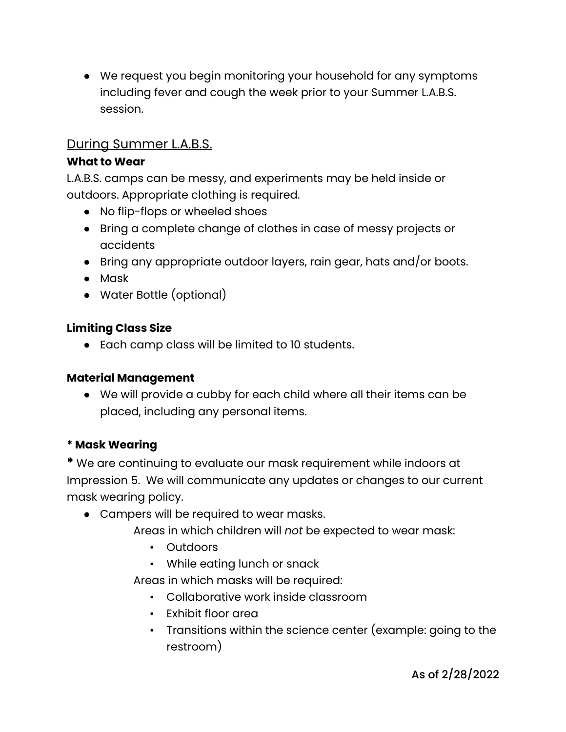- We request you begin monitoring your household for any symptoms including fever and cough the week prior to your Summer L.A.B.S. session.

## During Summer L.A.B.S.

**What to Wear**

L.A.B.S. camps can be messy, and experiments may be held inside or outdoors. Appropriate clothing is required.

- No flip-flops or wheeled shoes
- Bring a complete change of clothes in case of messy projects or accidents
- Bring any appropriate outdoor layers, rain gear, hats and/or boots.
- Mask
- Water Bottle (optional)

**Limiting Class Size**

- Each camp class will be limited to 10 students.

**Material Management**

- We will provide a cubby for each child where all their items can be placed, including any personal items.

***\* Mask Wearing***

**\*** We are continuing to evaluate our mask requirement while indoors at Impression 5. We will communicate any updates or changes to our current mask wearing policy.

- Campers will be required to wear masks.

  Areas in which children will *not* be expected to wear mask:
  - Outdoors
  - While eating lunch or snack

  Areas in which masks will be required:
  - Collaborative work inside classroom
  - Exhibit floor area
  - Transitions within the science center (example: going to the restroom)

As of 2/28/2022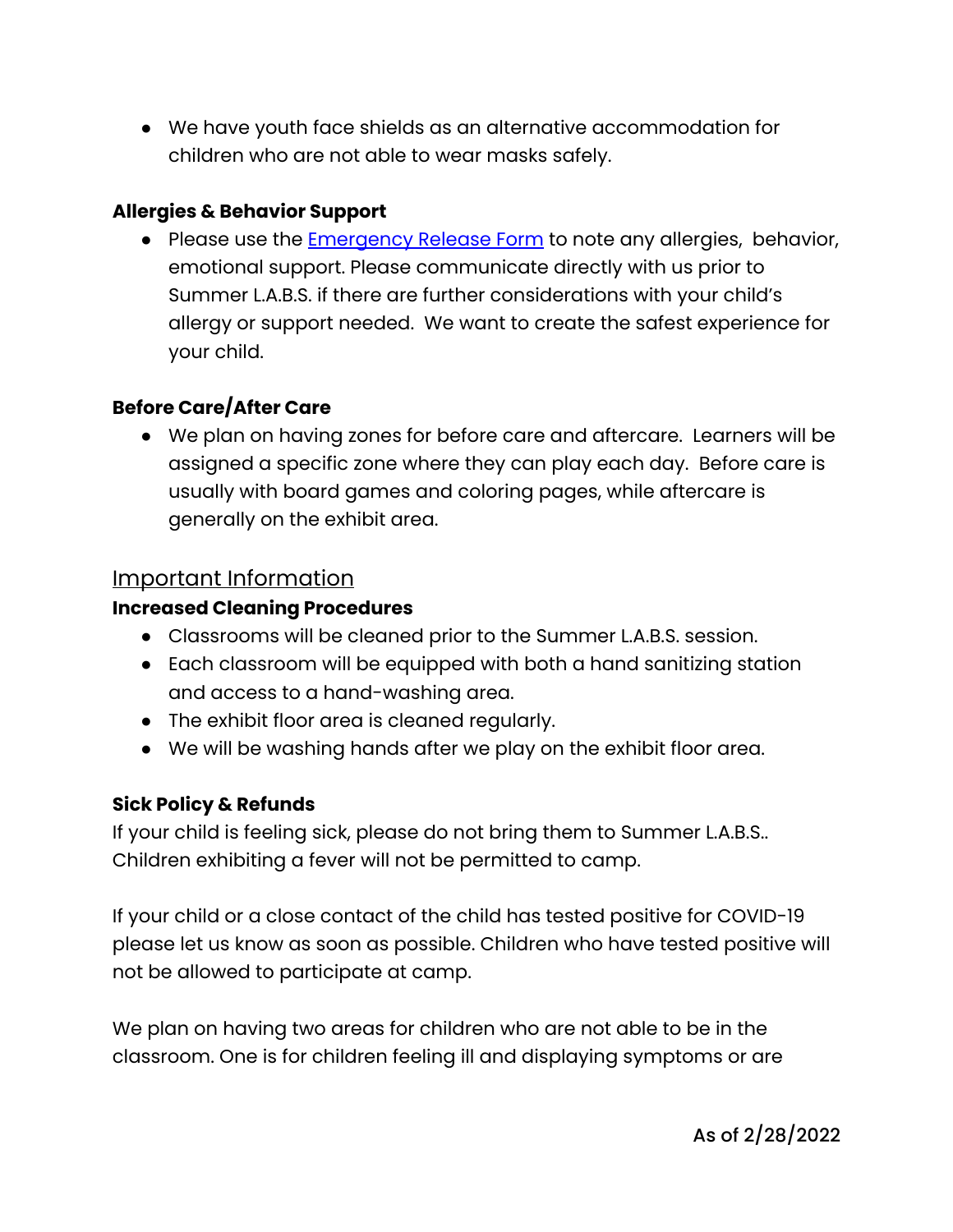- We have youth face shields as an alternative accommodation for children who are not able to wear masks safely.

**Allergies & Behavior Support**

- Please use the [Emergency Release Form]() to note any allergies, behavior, emotional support. Please communicate directly with us prior to Summer L.A.B.S. if there are further considerations with your child's allergy or support needed. We want to create the safest experience for your child.

**Before Care/After Care**

- We plan on having zones for before care and aftercare. Learners will be assigned a specific zone where they can play each day. Before care is usually with board games and coloring pages, while aftercare is generally on the exhibit area.

## Important Information

**Increased Cleaning Procedures**

- Classrooms will be cleaned prior to the Summer L.A.B.S. session.
- Each classroom will be equipped with both a hand sanitizing station and access to a hand-washing area.
- The exhibit floor area is cleaned regularly.
- We will be washing hands after we play on the exhibit floor area.

**Sick Policy & Refunds**

If your child is feeling sick, please do not bring them to Summer L.A.B.S.. Children exhibiting a fever will not be permitted to camp.

If your child or a close contact of the child has tested positive for COVID-19 please let us know as soon as possible. Children who have tested positive will not be allowed to participate at camp.

We plan on having two areas for children who are not able to be in the classroom. One is for children feeling ill and displaying symptoms or are

As of 2/28/2022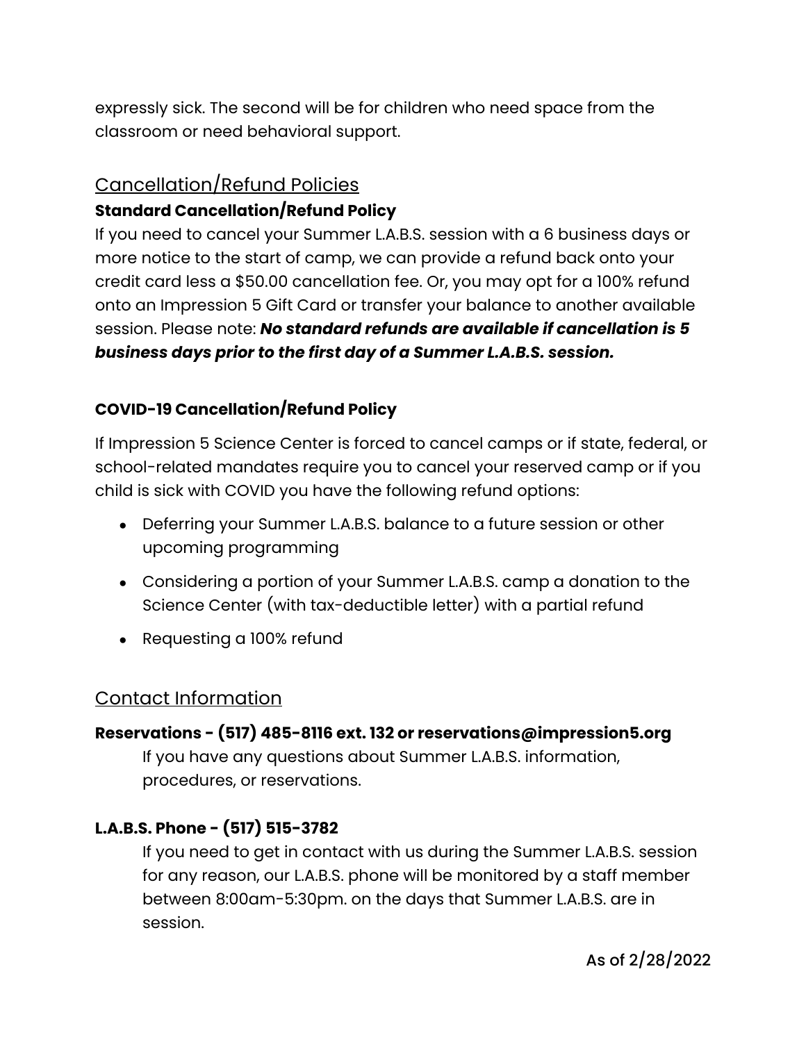expressly sick. The second will be for children who need space from the classroom or need behavioral support.

## Cancellation/Refund Policies

### Standard Cancellation/Refund Policy

If you need to cancel your Summer L.A.B.S. session with a 6 business days or more notice to the start of camp, we can provide a refund back onto your credit card less a $50.00 cancellation fee. Or, you may opt for a 100% refund onto an Impression 5 Gift Card or transfer your balance to another available session. Please note: ***No standard refunds are available if cancellation is 5 business days prior to the first day of a Summer L.A.B.S. session.***

### COVID-19 Cancellation/Refund Policy

If Impression 5 Science Center is forced to cancel camps or if state, federal, or school-related mandates require you to cancel your reserved camp or if you child is sick with COVID you have the following refund options:

- Deferring your Summer L.A.B.S. balance to a future session or other upcoming programming
- Considering a portion of your Summer L.A.B.S. camp a donation to the Science Center (with tax-deductible letter) with a partial refund
- Requesting a 100% refund

## Contact Information

**Reservations - (517) 485-8116 ext. 132 or reservations@impression5.org**

If you have any questions about Summer L.A.B.S. information, procedures, or reservations.

**L.A.B.S. Phone - (517) 515-3782**

If you need to get in contact with us during the Summer L.A.B.S. session for any reason, our L.A.B.S. phone will be monitored by a staff member between 8:00am-5:30pm. on the days that Summer L.A.B.S. are in session.

As of 2/28/2022